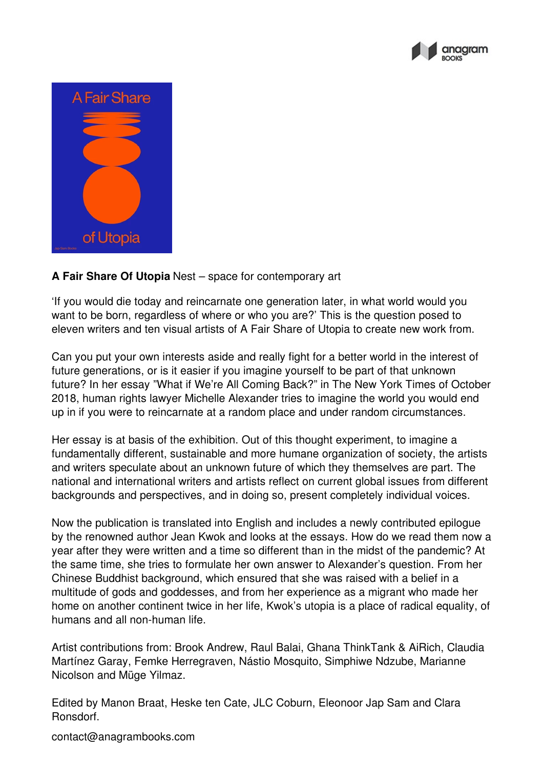**A Fair Share Of Utopia** Nest – space for contemporary art

'If you would die today and reincarnate one generation later, in what world would you want to be born, regardless of where or who you are?' This is the question posed to eleven writers and ten visual artists of A Fair Share of Utopia to create new work from.

Can you put your own interests aside and really fight for a better world in the interest of future generations, or is it easier if you imagine yourself to be part of that unknown future? In her essay "What if We're All Coming Back?" in The New York Times of October 2018, human rights lawyer Michelle Alexander tries to imagine the world you would end up in if you were to reincarnate at a random place and under random circumstances.

Her essay is at basis of the exhibition. Out of this thought experiment, to imagine a fundamentally different, sustainable and more humane organization of society, the artists and writers speculate about an unknown future of which they themselves are part. The national and international writers and artists reflect on current global issues from different backgrounds and perspectives, and in doing so, present completely individual voices.

Now the publication is translated into English and includes a newly contributed epilogue by the renowned author Jean Kwok and looks at the essays. How do we read them now a year after they were written and a time so different than in the midst of the pandemic? At the same time, she tries to formulate her own answer to Alexander's question. From her Chinese Buddhist background, which ensured that she was raised with a belief in a multitude of gods and goddesses, and from her experience as a migrant who made her home on another continent twice in her life, Kwok's utopia is a place of radical equality, of humans and all non-human life.

Artist contributions from: Brook Andrew, Raul Balai, Ghana ThinkTank & AiRich, Claudia Martínez Garay, Femke Herregraven, Nástio Mosquito, Simphiwe Ndzube, Marianne Nicolson and Müge Yilmaz.

Edited by Manon Braat, Heske ten Cate, JLC Coburn, Eleonoor Jap Sam and Clara Ronsdorf.

contact@anagrambooks.com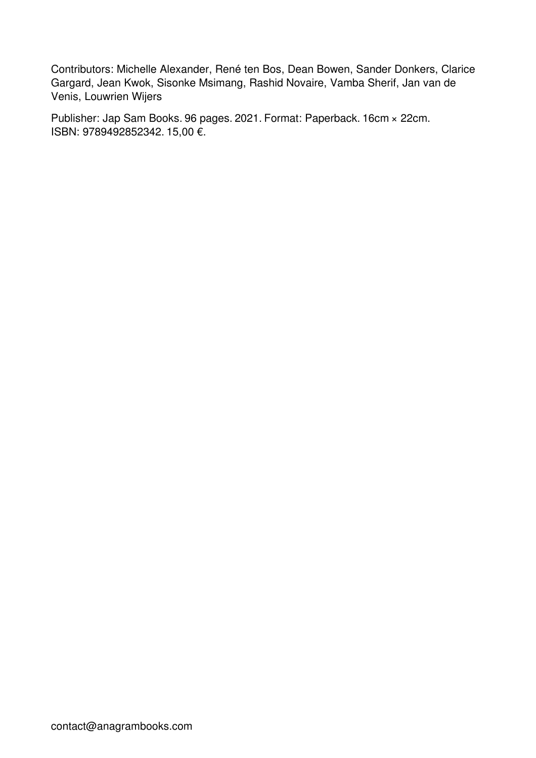Contributors: Michelle Alexander, René ten Bos, Dean Bowen, Sander Donkers, Clarice Gargard, Jean Kwok, Sisonke Msimang, Rashid Novaire, Vamba Sherif, Jan van de Venis, Louwrien Wijers

Publisher: Jap Sam Books. 96 pages. 2021. Format: Paperback. 16cm × 22cm. ISBN: 9789492852342. 15,00 €.

contact@anagrambooks.com